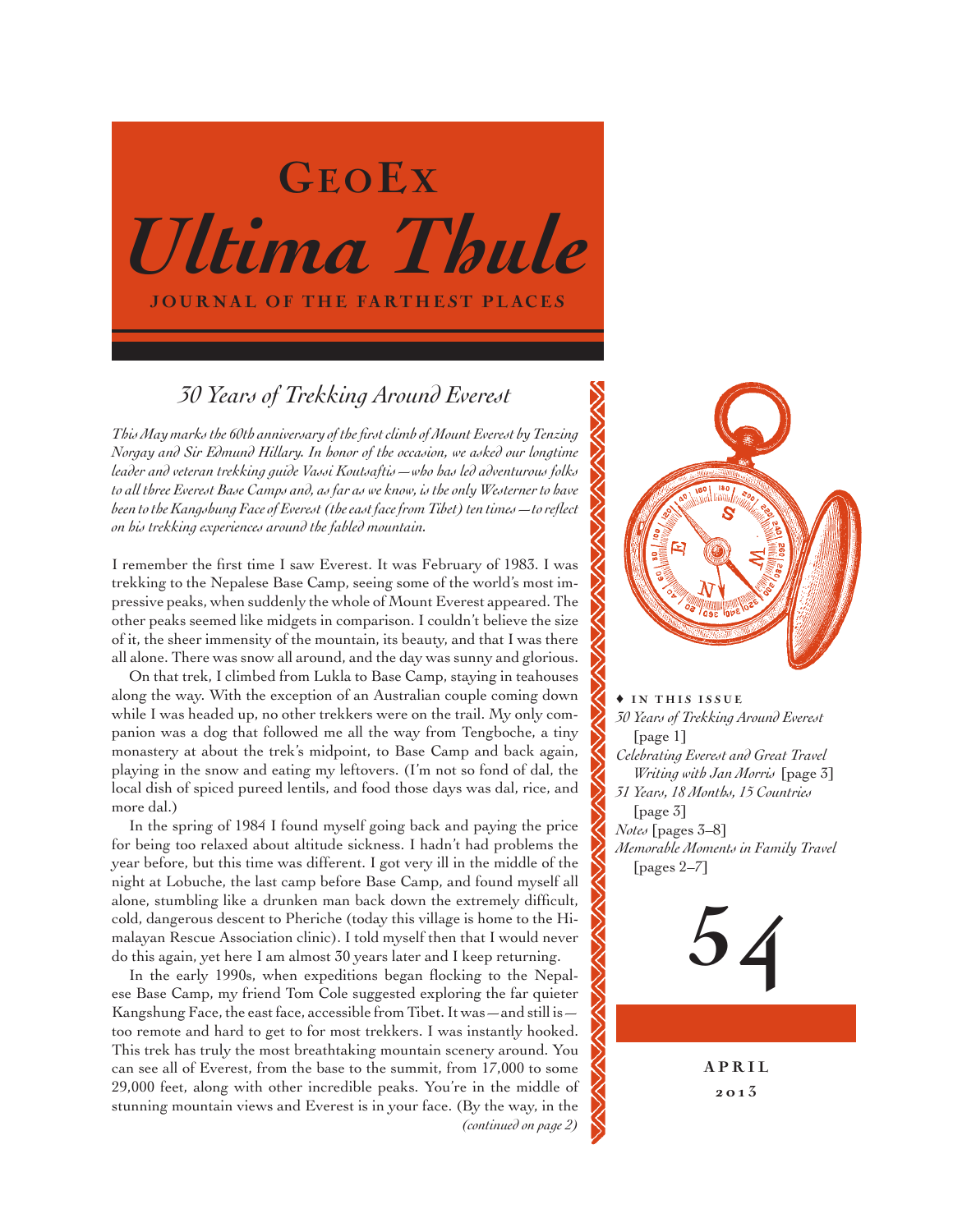# GeoEx

# *Ultima Thule*

**JOURNAL OF THE FARTHEST PLACES**

## *30 Years of Trekking Around Everest*

*This May marks the 60th anniversary of the first climb of Mount Everest by Tenzing Norgay and Sir Edmund Hillary. In honor of the occasion, we asked our longtime leader and veteran trekking guide Vassi Koutsaftis—who has led adventurous folks to all three Everest Base Camps and, as far as we know, is the only Westerner to have been to the Kangshung Face of Everest (the east face from Tibet) ten times—to reflect on his trekking experiences around the fabled mountain.*

I remember the first time I saw Everest. It was February of 1983. I was trekking to the Nepalese Base Camp, seeing some of the world's most impressive peaks, when suddenly the whole of Mount Everest appeared. The other peaks seemed like midgets in comparison. I couldn't believe the size of it, the sheer immensity of the mountain, its beauty, and that I was there all alone. There was snow all around, and the day was sunny and glorious.

On that trek, I climbed from Lukla to Base Camp, staying in teahouses along the way. With the exception of an Australian couple coming down while I was headed up, no other trekkers were on the trail. My only companion was a dog that followed me all the way from Tengboche, a tiny monastery at about the trek's midpoint, to Base Camp and back again, playing in the snow and eating my leftovers. (I'm not so fond of dal, the local dish of spiced pureed lentils, and food those days was dal, rice, and more dal.)

In the spring of 1984 I found myself going back and paying the price for being too relaxed about altitude sickness. I hadn't had problems the year before, but this time was different. I got very ill in the middle of the night at Lobuche, the last camp before Base Camp, and found myself all alone, stumbling like a drunken man back down the extremely difficult, cold, dangerous descent to Pheriche (today this village is home to the Himalayan Rescue Association clinic). I told myself then that I would never do this again, yet here I am almost 30 years later and I keep returning.

In the early 1990s, when expeditions began flocking to the Nepalese Base Camp, my friend Tom Cole suggested exploring the far quieter Kangshung Face, the east face, accessible from Tibet. It was—and still is—too remote and hard to get to for most trekkers. I was instantly hooked. This trek has truly the most breathtaking mountain scenery around. You can see all of Everest, from the base to the summit, from 17,000 to some 29,000 feet, along with other incredible peaks. You're in the middle of stunning mountain views and Everest is in your face. (By the way, in the

*(continued on page 2)*

♦ **IN THIS ISSUE**

- *30 Years of Trekking Around Everest* [page 1]
- *Celebrating Everest and Great Travel Writing with Jan Morris* [page 3]
- *31 Years, 18 Months, 15 Countries* [page 3]
- *Notes* [pages 3–8]
- *Memorable Moments in Family Travel* [pages 2–7]

54

**APRIL 2013**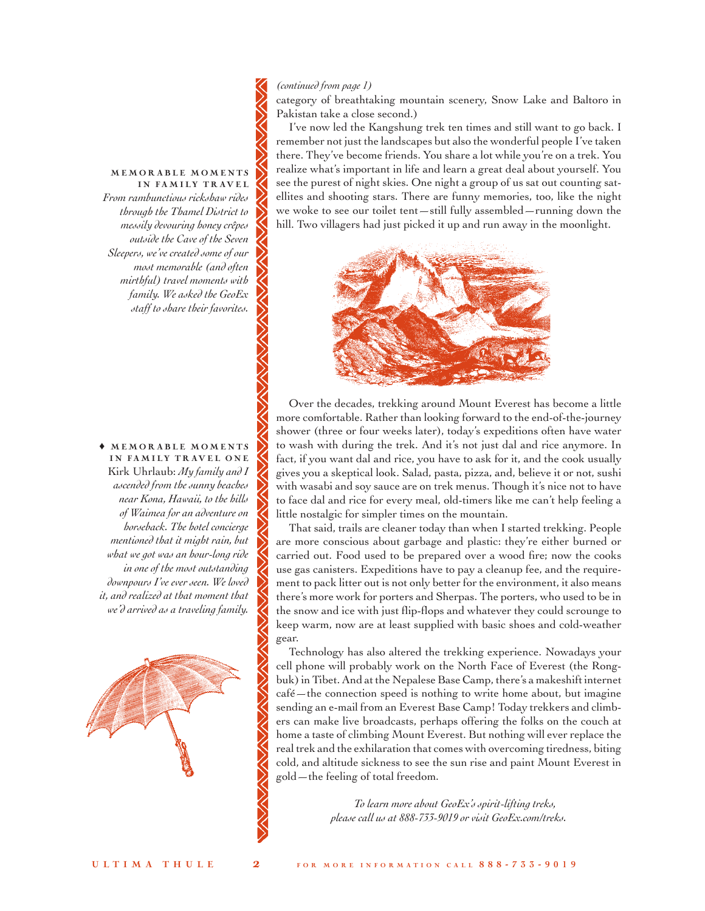*(continued from page 1)*

category of breathtaking mountain scenery, Snow Lake and Baltoro in Pakistan take a close second.)

I've now led the Kangshung trek ten times and still want to go back. I remember not just the landscapes but also the wonderful people I've taken there. They've become friends. You share a lot while you're on a trek. You realize what's important in life and learn a great deal about yourself. You see the purest of night skies. One night a group of us sat out counting satellites and shooting stars. There are funny memories, too, like the night we woke to see our toilet tent—still fully assembled—running down the hill. Two villagers had just picked it up and run away in the moonlight.

Over the decades, trekking around Mount Everest has become a little more comfortable. Rather than looking forward to the end-of-the-journey shower (three or four weeks later), today's expeditions often have water to wash with during the trek. And it's not just dal and rice anymore. In fact, if you want dal and rice, you have to ask for it, and the cook usually gives you a skeptical look. Salad, pasta, pizza, and, believe it or not, sushi with wasabi and soy sauce are on trek menus. Though it's nice not to have to face dal and rice for every meal, old-timers like me can't help feeling a little nostalgic for simpler times on the mountain.

That said, trails are cleaner today than when I started trekking. People are more conscious about garbage and plastic: they're either burned or carried out. Food used to be prepared over a wood fire; now the cooks use gas canisters. Expeditions have to pay a cleanup fee, and the requirement to pack litter out is not only better for the environment, it also means there's more work for porters and Sherpas. The porters, who used to be in the snow and ice with just flip-flops and whatever they could scrounge to keep warm, now are at least supplied with basic shoes and cold-weather gear.

Technology has also altered the trekking experience. Nowadays your cell phone will probably work on the North Face of Everest (the Rongbuk) in Tibet. And at the Nepalese Base Camp, there's a makeshift internet café—the connection speed is nothing to write home about, but imagine sending an e-mail from an Everest Base Camp! Today trekkers and climbers can make live broadcasts, perhaps offering the folks on the couch at home a taste of climbing Mount Everest. But nothing will ever replace the real trek and the exhilaration that comes with overcoming tiredness, biting cold, and altitude sickness to see the sun rise and paint Mount Everest in gold—the feeling of total freedom.

*To learn more about GeoEx's spirit-lifting treks, please call us at 888-733-9019 or visit GeoEx.com/treks.*

**MEMORABLE MOMENTS IN FAMILY TRAVEL**

*From rambunctious rickshaw rides through the Thamel District to messily devouring honey crêpes outside the Cave of the Seven Sleepers, we've created some of our most memorable (and often mirthful) travel moments with family. We asked the GeoEx staff to share their favorites.*

♦ **MEMORABLE MOMENTS IN FAMILY TRAVEL ONE**

Kirk Uhrlaub: *My family and I ascended from the sunny beaches near Kona, Hawaii, to the hills of Waimea for an adventure on horseback. The hotel concierge mentioned that it might rain, but what we got was an hour-long ride in one of the most outstanding downpours I've ever seen. We loved it, and realized at that moment that we'd arrived as a traveling family.*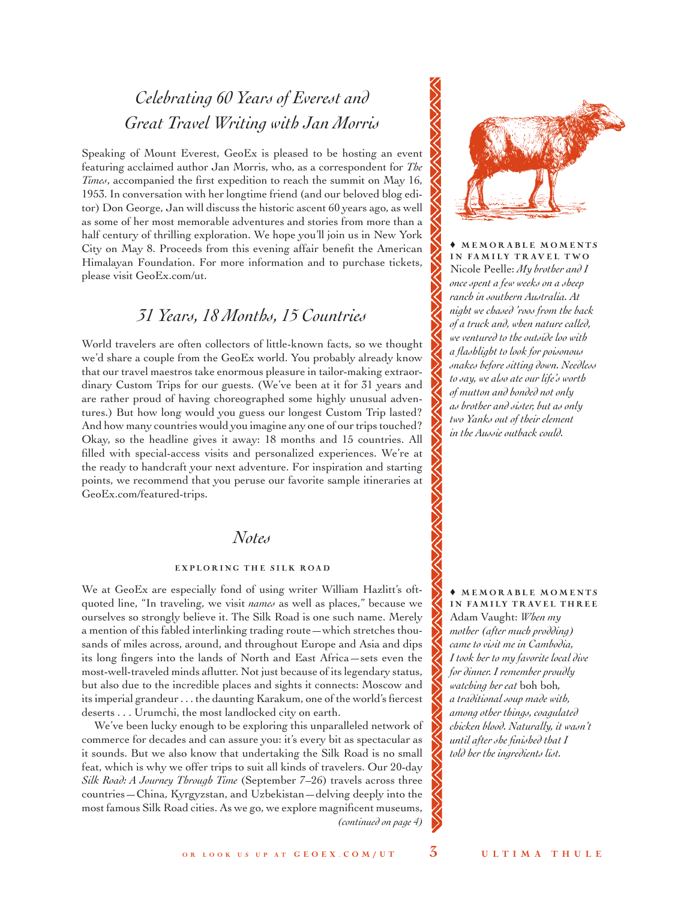## *Celebrating 60 Years of Everest and Great Travel Writing with Jan Morris*

Speaking of Mount Everest, GeoEx is pleased to be hosting an event featuring acclaimed author Jan Morris, who, as a correspondent for *The Times*, accompanied the first expedition to reach the summit on May 16, 1953. In conversation with her longtime friend (and our beloved blog editor) Don George, Jan will discuss the historic ascent 60 years ago, as well as some of her most memorable adventures and stories from more than a half century of thrilling exploration. We hope you'll join us in New York City on May 8. Proceeds from this evening affair benefit the American Himalayan Foundation. For more information and to purchase tickets, please visit GeoEx.com/ut.

## *31 Years, 18 Months, 15 Countries*

World travelers are often collectors of little-known facts, so we thought we'd share a couple from the GeoEx world. You probably already know that our travel maestros take enormous pleasure in tailor-making extraordinary Custom Trips for our guests. (We've been at it for 31 years and are rather proud of having choreographed some highly unusual adventures.) But how long would you guess our longest Custom Trip lasted? And how many countries would you imagine any one of our trips touched? Okay, so the headline gives it away: 18 months and 15 countries. All filled with special-access visits and personalized experiences. We're at the ready to handcraft your next adventure. For inspiration and starting points, we recommend that you peruse our favorite sample itineraries at GeoEx.com/featured-trips.

## *Notes*

### EXPLORING THE SILK ROAD

We at GeoEx are especially fond of using writer William Hazlitt's oft-quoted line, "In traveling, we visit *names* as well as places," because we ourselves so strongly believe it. The Silk Road is one such name. Merely a mention of this fabled interlinking trading route—which stretches thousands of miles across, around, and throughout Europe and Asia and dips its long fingers into the lands of North and East Africa—sets even the most-well-traveled minds aflutter. Not just because of its legendary status, but also due to the incredible places and sights it connects: Moscow and its imperial grandeur . . . the daunting Karakum, one of the world's fiercest deserts . . . Urumchi, the most landlocked city on earth.

We've been lucky enough to be exploring this unparalleled network of commerce for decades and can assure you: it's every bit as spectacular as it sounds. But we also know that undertaking the Silk Road is no small feat, which is why we offer trips to suit all kinds of travelers. Our 20-day *Silk Road: A Journey Through Time* (September 7–26) travels across three countries—China, Kyrgyzstan, and Uzbekistan—delving deeply into the most famous Silk Road cities. As we go, we explore magnificent museums,

*(continued on page 4)*

♦ **MEMORABLE MOMENTS IN FAMILY TRAVEL TWO**

Nicole Peelle: *My brother and I once spent a few weeks on a sheep ranch in southern Australia. At night we chased 'roos from the back of a truck and, when nature called, we ventured to the outside loo with a flashlight to look for poisonous snakes before sitting down. Needless to say, we also ate our life's worth of mutton and bonded not only as brother and sister, but as only two Yanks out of their element in the Aussie outback could.*

♦ **MEMORABLE MOMENTS IN FAMILY TRAVEL THREE**

Adam Vaught: *When my mother (after much prodding) came to visit me in Cambodia, I took her to my favorite local dive for dinner. I remember proudly watching her eat* boh boh*, a traditional soup made with, among other things, coagulated chicken blood. Naturally, it wasn't until after she finished that I told her the ingredients list.*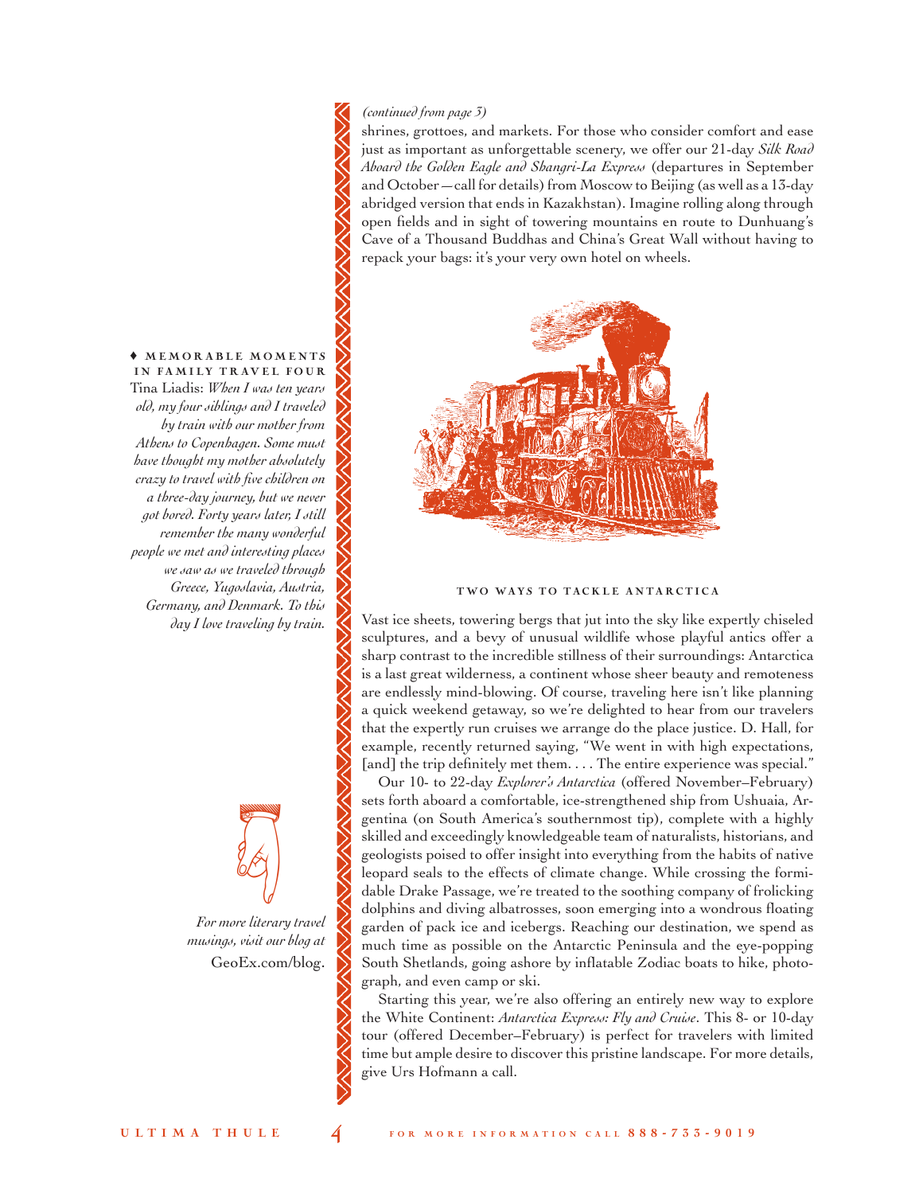*(continued from page 3)*

shrines, grottoes, and markets. For those who consider comfort and ease just as important as unforgettable scenery, we offer our 21-day *Silk Road Aboard the Golden Eagle and Shangri-La Express* (departures in September and October—call for details) from Moscow to Beijing (as well as a 13-day abridged version that ends in Kazakhstan). Imagine rolling along through open fields and in sight of towering mountains en route to Dunhuang's Cave of a Thousand Buddhas and China's Great Wall without having to repack your bags: it's your very own hotel on wheels.

♦ **MEMORABLE MOMENTS IN FAMILY TRAVEL FOUR**

Tina Liadis: *When I was ten years old, my four siblings and I traveled by train with our mother from Athens to Copenhagen. Some must have thought my mother absolutely crazy to travel with five children on a three-day journey, but we never got bored. Forty years later, I still remember the many wonderful people we met and interesting places we saw as we traveled through Greece, Yugoslavia, Austria, Germany, and Denmark. To this day I love traveling by train.*

*For more literary travel musings, visit our blog at* GeoEx.com/blog.

## TWO WAYS TO TACKLE ANTARCTICA

Vast ice sheets, towering bergs that jut into the sky like expertly chiseled sculptures, and a bevy of unusual wildlife whose playful antics offer a sharp contrast to the incredible stillness of their surroundings: Antarctica is a last great wilderness, a continent whose sheer beauty and remoteness are endlessly mind-blowing. Of course, traveling here isn't like planning a quick weekend getaway, so we're delighted to hear from our travelers that the expertly run cruises we arrange do the place justice. D. Hall, for example, recently returned saying, "We went in with high expectations, [and] the trip definitely met them. . . . The entire experience was special."

Our 10- to 22-day *Explorer's Antarctica* (offered November–February) sets forth aboard a comfortable, ice-strengthened ship from Ushuaia, Argentina (on South America's southernmost tip), complete with a highly skilled and exceedingly knowledgeable team of naturalists, historians, and geologists poised to offer insight into everything from the habits of native leopard seals to the effects of climate change. While crossing the formidable Drake Passage, we're treated to the soothing company of frolicking dolphins and diving albatrosses, soon emerging into a wondrous floating garden of pack ice and icebergs. Reaching our destination, we spend as much time as possible on the Antarctic Peninsula and the eye-popping South Shetlands, going ashore by inflatable Zodiac boats to hike, photograph, and even camp or ski.

Starting this year, we're also offering an entirely new way to explore the White Continent: *Antarctica Express: Fly and Cruise*. This 8- or 10-day tour (offered December–February) is perfect for travelers with limited time but ample desire to discover this pristine landscape. For more details, give Urs Hofmann a call.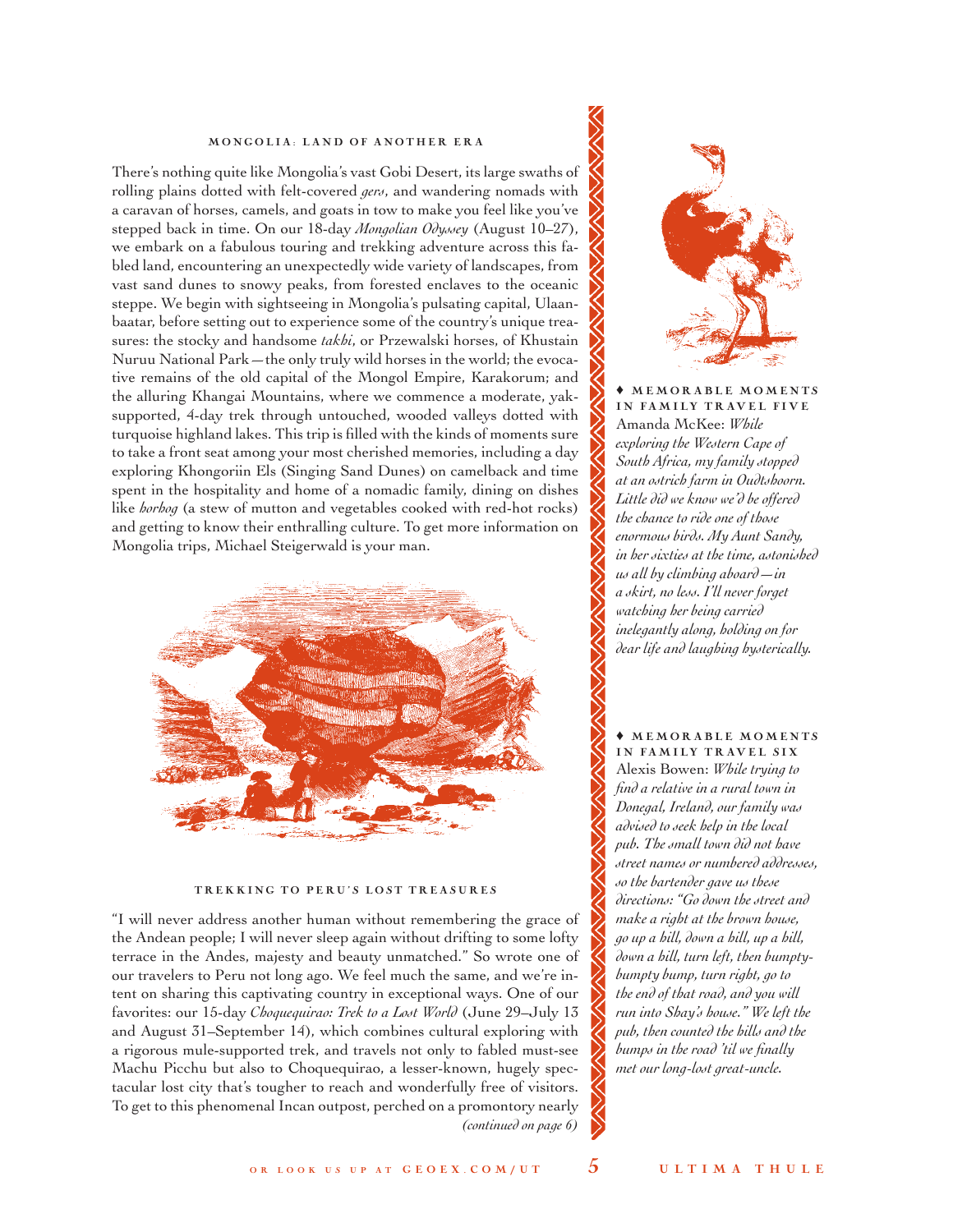### MONGOLIA: LAND OF ANOTHER ERA

There's nothing quite like Mongolia's vast Gobi Desert, its large swaths of rolling plains dotted with felt-covered *gers*, and wandering nomads with a caravan of horses, camels, and goats in tow to make you feel like you've stepped back in time. On our 18-day *Mongolian Odyssey* (August 10–27), we embark on a fabulous touring and trekking adventure across this fabled land, encountering an unexpectedly wide variety of landscapes, from vast sand dunes to snowy peaks, from forested enclaves to the oceanic steppe. We begin with sightseeing in Mongolia's pulsating capital, Ulaanbaatar, before setting out to experience some of the country's unique treasures: the stocky and handsome *takhi*, or Przewalski horses, of Khustain Nuruu National Park—the only truly wild horses in the world; the evocative remains of the old capital of the Mongol Empire, Karakorum; and the alluring Khangai Mountains, where we commence a moderate, yak-supported, 4-day trek through untouched, wooded valleys dotted with turquoise highland lakes. This trip is filled with the kinds of moments sure to take a front seat among your most cherished memories, including a day exploring Khongoriin Els (Singing Sand Dunes) on camelback and time spent in the hospitality and home of a nomadic family, dining on dishes like *horhog* (a stew of mutton and vegetables cooked with red-hot rocks) and getting to know their enthralling culture. To get more information on Mongolia trips, Michael Steigerwald is your man.

### TREKKING TO PERU'S LOST TREASURES

"I will never address another human without remembering the grace of the Andean people; I will never sleep again without drifting to some lofty terrace in the Andes, majesty and beauty unmatched." So wrote one of our travelers to Peru not long ago. We feel much the same, and we're intent on sharing this captivating country in exceptional ways. One of our favorites: our 15-day *Choquequirao: Trek to a Lost World* (June 29–July 13 and August 31–September 14), which combines cultural exploring with a rigorous mule-supported trek, and travels not only to fabled must-see Machu Picchu but also to Choquequirao, a lesser-known, hugely spectacular lost city that's tougher to reach and wonderfully free of visitors. To get to this phenomenal Incan outpost, perched on a promontory nearly

*(continued on page 6)*

♦ **MEMORABLE MOMENTS IN FAMILY TRAVEL FIVE**

Amanda McKee: *While exploring the Western Cape of South Africa, my family stopped at an ostrich farm in Oudtshoorn. Little did we know we'd be offered the chance to ride one of those enormous birds. My Aunt Sandy, in her sixties at the time, astonished us all by climbing aboard—in a skirt, no less. I'll never forget watching her being carried inelegantly along, holding on for dear life and laughing hysterically.*

♦ **MEMORABLE MOMENTS IN FAMILY TRAVEL SIX**

Alexis Bowen: *While trying to find a relative in a rural town in Donegal, Ireland, our family was advised to seek help in the local pub. The small town did not have street names or numbered addresses, so the bartender gave us these directions: "Go down the street and make a right at the brown house, go up a hill, down a hill, up a hill, down a hill, turn left, then bumpty-bumpty bump, turn right, go to the end of that road, and you will run into Shay's house." We left the pub, then counted the hills and the bumps in the road 'til we finally met our long-lost great-uncle.*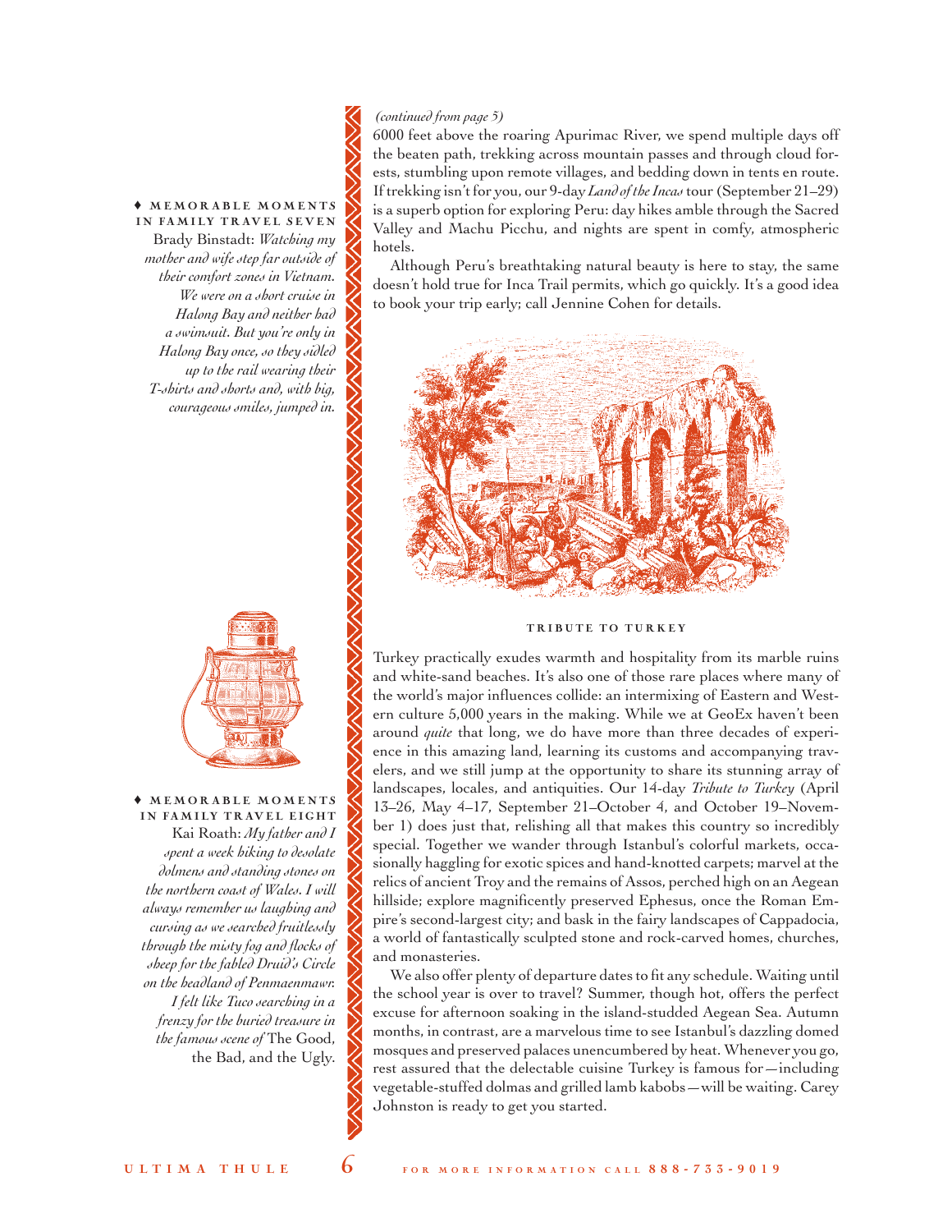*(continued from page 5)*

6000 feet above the roaring Apurimac River, we spend multiple days off the beaten path, trekking across mountain passes and through cloud forests, stumbling upon remote villages, and bedding down in tents en route. If trekking isn't for you, our 9-day *Land of the Incas* tour (September 21–29) is a superb option for exploring Peru: day hikes amble through the Sacred Valley and Machu Picchu, and nights are spent in comfy, atmospheric hotels.

Although Peru's breathtaking natural beauty is here to stay, the same doesn't hold true for Inca Trail permits, which go quickly. It's a good idea to book your trip early; call Jennine Cohen for details.

### TRIBUTE TO TURKEY

Turkey practically exudes warmth and hospitality from its marble ruins and white-sand beaches. It's also one of those rare places where many of the world's major influences collide: an intermixing of Eastern and Western culture 5,000 years in the making. While we at GeoEx haven't been around *quite* that long, we do have more than three decades of experience in this amazing land, learning its customs and accompanying travelers, and we still jump at the opportunity to share its stunning array of landscapes, locales, and antiquities. Our 14-day *Tribute to Turkey* (April 13–26, May 4–17, September 21–October 4, and October 19–November 1) does just that, relishing all that makes this country so incredibly special. Together we wander through Istanbul's colorful markets, occasionally haggling for exotic spices and hand-knotted carpets; marvel at the relics of ancient Troy and the remains of Assos, perched high on an Aegean hillside; explore magnificently preserved Ephesus, once the Roman Empire's second-largest city; and bask in the fairy landscapes of Cappadocia, a world of fantastically sculpted stone and rock-carved homes, churches, and monasteries.

We also offer plenty of departure dates to fit any schedule. Waiting until the school year is over to travel? Summer, though hot, offers the perfect excuse for afternoon soaking in the island-studded Aegean Sea. Autumn months, in contrast, are a marvelous time to see Istanbul's dazzling domed mosques and preserved palaces unencumbered by heat. Whenever you go, rest assured that the delectable cuisine Turkey is famous for—including vegetable-stuffed dolmas and grilled lamb kabobs—will be waiting. Carey Johnston is ready to get you started.

♦ **MEMORABLE MOMENTS IN FAMILY TRAVEL SEVEN**

Brady Binstadt: *Watching my mother and wife step far outside of their comfort zones in Vietnam. We were on a short cruise in Halong Bay and neither had a swimsuit. But you're only in Halong Bay once, so they sidled up to the rail wearing their T-shirts and shorts and, with big, courageous smiles, jumped in.*

♦ **MEMORABLE MOMENTS IN FAMILY TRAVEL EIGHT**

Kai Roath: *My father and I spent a week hiking to desolate dolmens and standing stones on the northern coast of Wales. I will always remember us laughing and cursing as we searched fruitlessly through the misty fog and flocks of sheep for the fabled Druid's Circle on the headland of Penmaenmawr. I felt like Tuco searching in a frenzy for the buried treasure in the famous scene of* The Good, the Bad, and the Ugly.

FOR MORE INFORMATION CALL 888-733-9019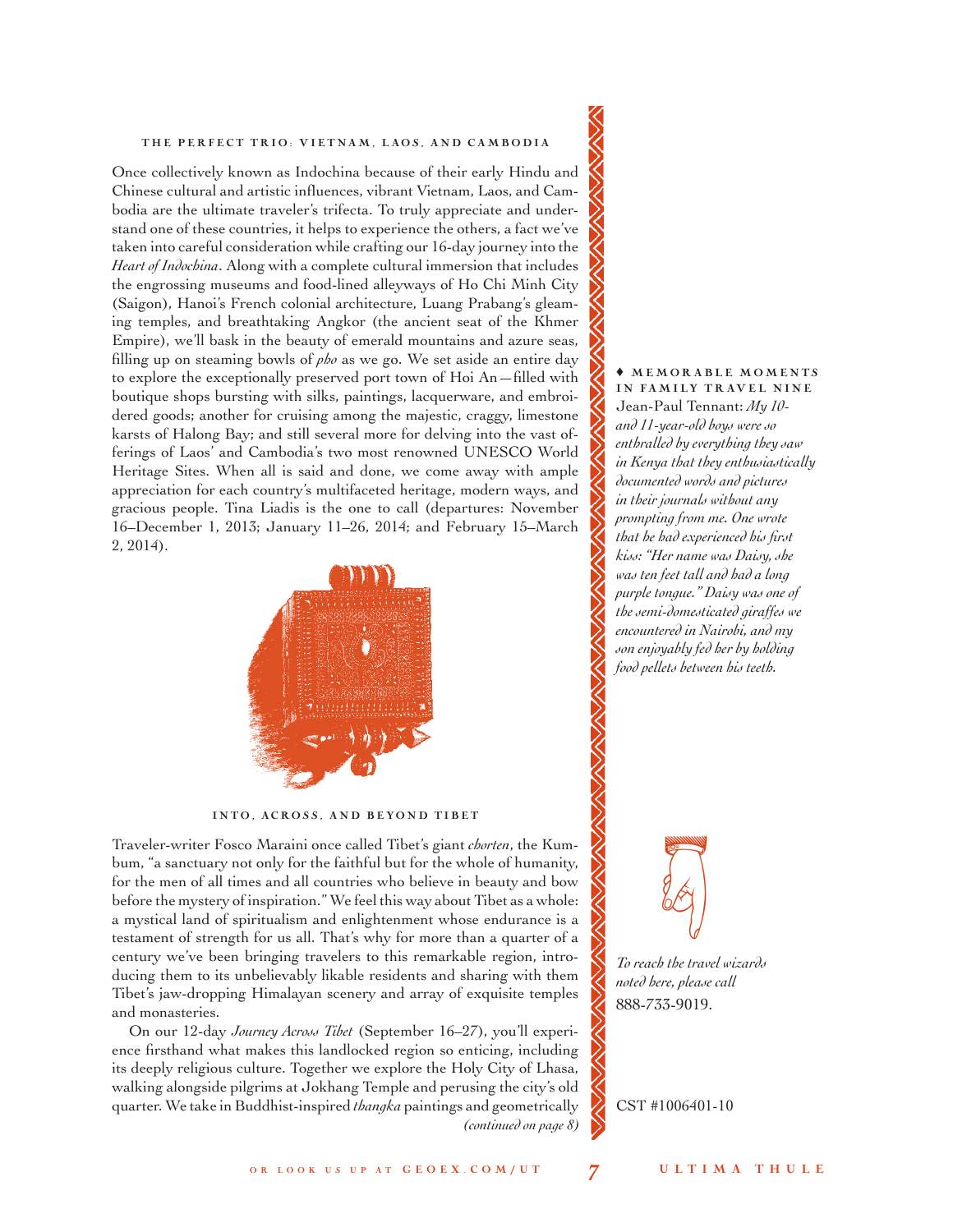## THE PERFECT TRIO: VIETNAM, LAOS, AND CAMBODIA

Once collectively known as Indochina because of their early Hindu and Chinese cultural and artistic influences, vibrant Vietnam, Laos, and Cambodia are the ultimate traveler's trifecta. To truly appreciate and understand one of these countries, it helps to experience the others, a fact we've taken into careful consideration while crafting our 16-day journey into the *Heart of Indochina*. Along with a complete cultural immersion that includes the engrossing museums and food-lined alleyways of Ho Chi Minh City (Saigon), Hanoi's French colonial architecture, Luang Prabang's gleaming temples, and breathtaking Angkor (the ancient seat of the Khmer Empire), we'll bask in the beauty of emerald mountains and azure seas, filling up on steaming bowls of *pho* as we go. We set aside an entire day to explore the exceptionally preserved port town of Hoi An—filled with boutique shops bursting with silks, paintings, lacquerware, and embroidered goods; another for cruising among the majestic, craggy, limestone karsts of Halong Bay; and still several more for delving into the vast offerings of Laos' and Cambodia's two most renowned UNESCO World Heritage Sites. When all is said and done, we come away with ample appreciation for each country's multifaceted heritage, modern ways, and gracious people. Tina Liadis is the one to call (departures: November 16–December 1, 2013; January 11–26, 2014; and February 15–March 2, 2014).

## INTO, ACROSS, AND BEYOND TIBET

Traveler-writer Fosco Maraini once called Tibet's giant *chorten*, the Kumbum, "a sanctuary not only for the faithful but for the whole of humanity, for the men of all times and all countries who believe in beauty and bow before the mystery of inspiration." We feel this way about Tibet as a whole: a mystical land of spiritualism and enlightenment whose endurance is a testament of strength for us all. That's why for more than a quarter of a century we've been bringing travelers to this remarkable region, introducing them to its unbelievably likable residents and sharing with them Tibet's jaw-dropping Himalayan scenery and array of exquisite temples and monasteries.

On our 12-day *Journey Across Tibet* (September 16–27), you'll experience firsthand what makes this landlocked region so enticing, including its deeply religious culture. Together we explore the Holy City of Lhasa, walking alongside pilgrims at Jokhang Temple and perusing the city's old quarter. We take in Buddhist-inspired *thangka* paintings and geometrically

*(continued on page 8)*

♦ **MEMORABLE MOMENTS IN FAMILY TRAVEL NINE**

Jean-Paul Tennant: *My 10- and 11-year-old boys were so enthralled by everything they saw in Kenya that they enthusiastically documented words and pictures in their journals without any prompting from me. One wrote that he had experienced his first kiss: "Her name was Daisy, she was ten feet tall and had a long purple tongue." Daisy was one of the semi-domesticated giraffes we encountered in Nairobi, and my son enjoyably fed her by holding food pellets between his teeth.*

*To reach the travel wizards noted here, please call* 888-733-9019.

CST #1006401-10

OR LOOK US UP AT GEOEX.COM/UT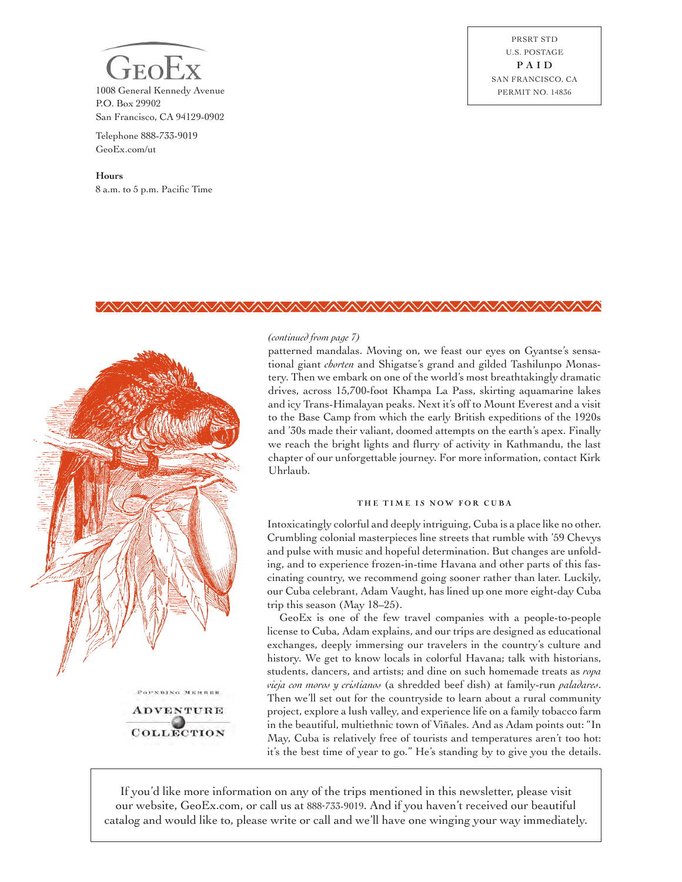GeoEx

1008 General Kennedy Avenue
P.O. Box 29902
San Francisco, CA 94129-0902

Telephone 888-733-9019
GeoEx.com/ut

**Hours**
8 a.m. to 5 p.m. Pacific Time

PRSRT STD
U.S. POSTAGE
**PAID**
SAN FRANCISCO, CA
PERMIT NO. 14836

*(continued from page 7)*

patterned mandalas. Moving on, we feast our eyes on Gyantse's sensational giant *chorten* and Shigatse's grand and gilded Tashilunpo Monastery. Then we embark on one of the world's most breathtakingly dramatic drives, across 15,700-foot Khampa La Pass, skirting aquamarine lakes and icy Trans-Himalayan peaks. Next it's off to Mount Everest and a visit to the Base Camp from which the early British expeditions of the 1920s and '30s made their valiant, doomed attempts on the earth's apex. Finally we reach the bright lights and flurry of activity in Kathmandu, the last chapter of our unforgettable journey. For more information, contact Kirk Uhrlaub.

### THE TIME IS NOW FOR CUBA

Intoxicatingly colorful and deeply intriguing, Cuba is a place like no other. Crumbling colonial masterpieces line streets that rumble with '59 Chevys and pulse with music and hopeful determination. But changes are unfolding, and to experience frozen-in-time Havana and other parts of this fascinating country, we recommend going sooner rather than later. Luckily, our Cuba celebrant, Adam Vaught, has lined up one more eight-day Cuba trip this season (May 18–25).

GeoEx is one of the few travel companies with a people-to-people license to Cuba, Adam explains, and our trips are designed as educational exchanges, deeply immersing our travelers in the country's culture and history. We get to know locals in colorful Havana; talk with historians, students, dancers, and artists; and dine on such homemade treats as *ropa vieja con moros y cristianos* (a shredded beef dish) at family-run *paladares*. Then we'll set out for the countryside to learn about a rural community project, explore a lush valley, and experience life on a family tobacco farm in the beautiful, multiethnic town of Viñales. And as Adam points out: "In May, Cuba is relatively free of tourists and temperatures aren't too hot: it's the best time of year to go." He's standing by to give you the details.

FOUNDING MEMBER
ADVENTURE COLLECTION

If you'd like more information on any of the trips mentioned in this newsletter, please visit our website, GeoEx.com, or call us at 888-733-9019. And if you haven't received our beautiful catalog and would like to, please write or call and we'll have one winging your way immediately.